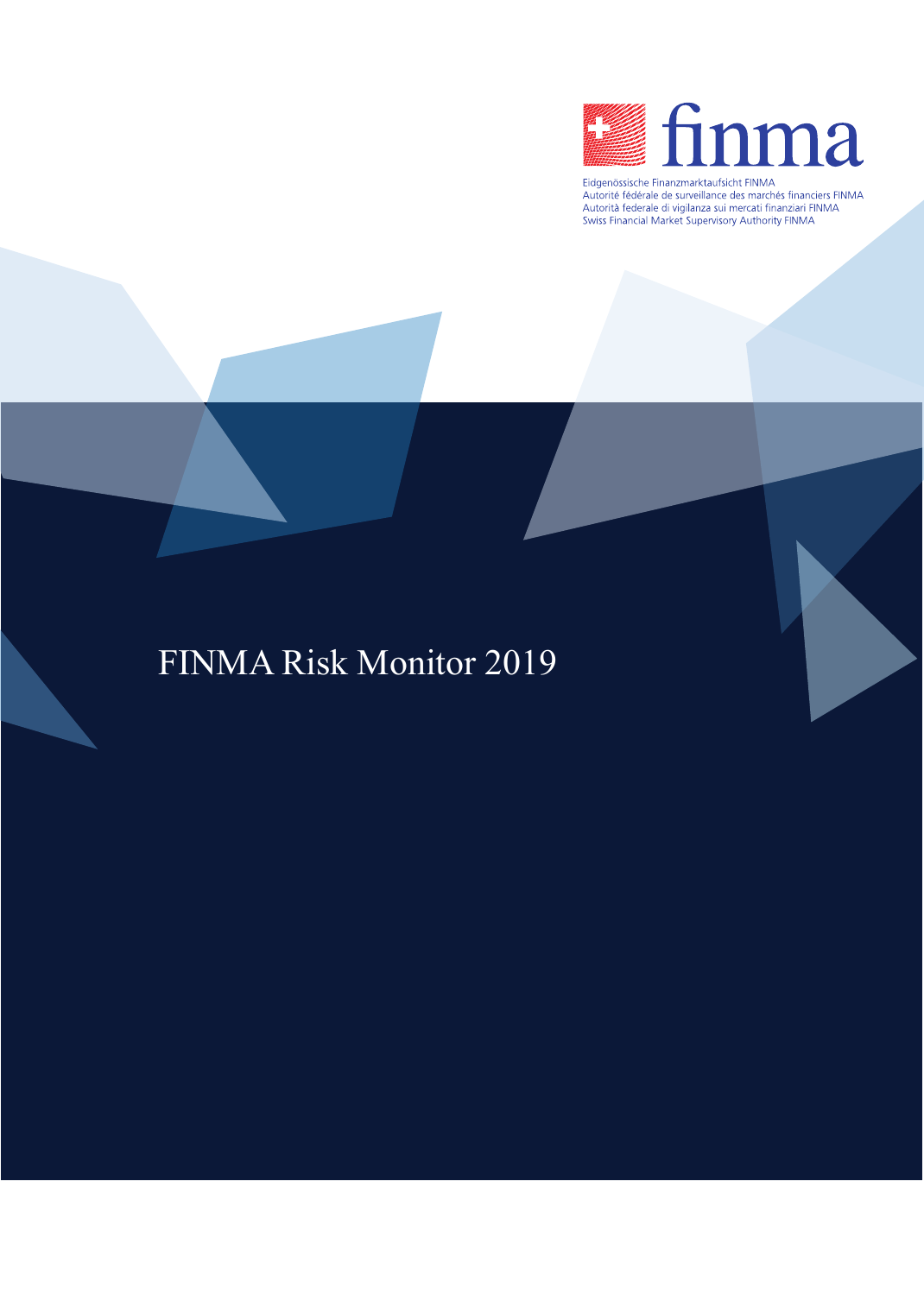finma

Eidgenössische Finanzmarktaufsicht FINMA
Autorité fédérale de surveillance des marchés financiers FINMA
Autorità federale di vigilanza sui mercati finanziari FINMA
Swiss Financial Market Supervisory Authority FINMA

# FINMA Risk Monitor 2019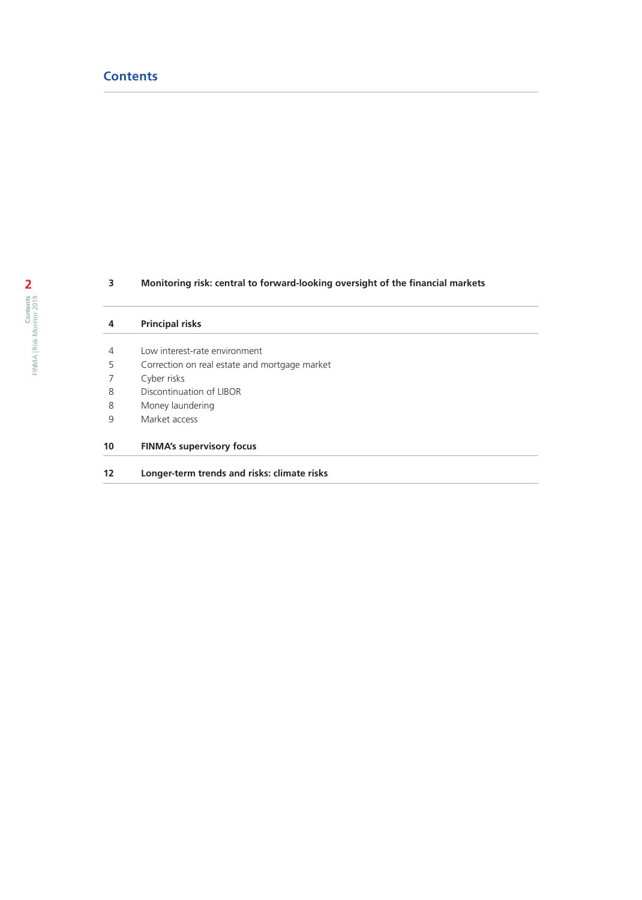# Contents

| | |
|---|---|
| **3** | **Monitoring risk: central to forward-looking oversight of the financial markets** |
| **4** | **Principal risks** |
| 4 | Low interest-rate environment |
| 5 | Correction on real estate and mortgage market |
| 7 | Cyber risks |
| 8 | Discontinuation of LIBOR |
| 8 | Money laundering |
| 9 | Market access |
| **10** | **FINMA's supervisory focus** |
| **12** | **Longer-term trends and risks: climate risks** |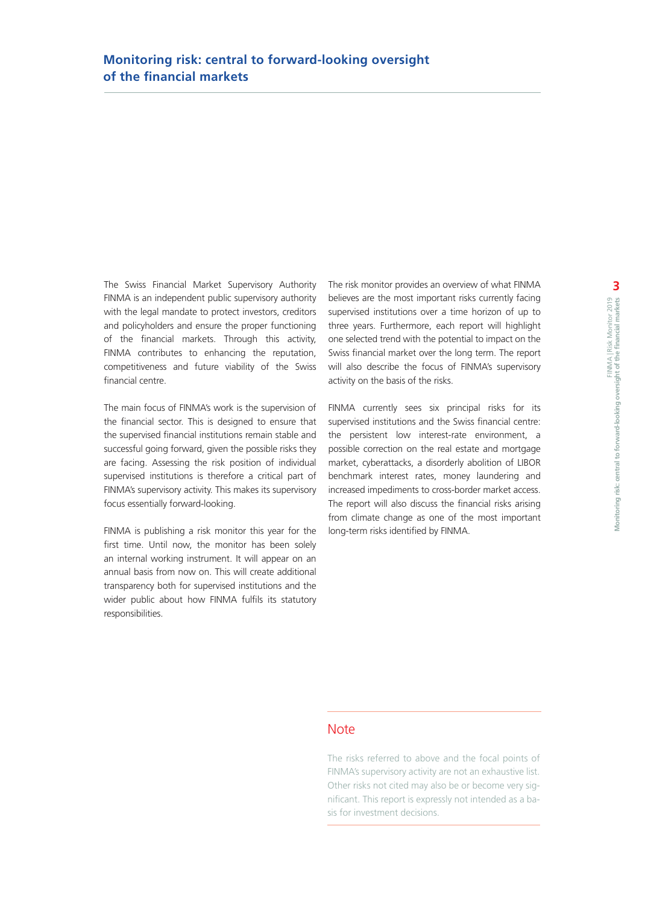# Monitoring risk: central to forward-looking oversight of the financial markets

The Swiss Financial Market Supervisory Authority FINMA is an independent public supervisory authority with the legal mandate to protect investors, creditors and policyholders and ensure the proper functioning of the financial markets. Through this activity, FINMA contributes to enhancing the reputation, competitiveness and future viability of the Swiss financial centre.

The main focus of FINMA's work is the supervision of the financial sector. This is designed to ensure that the supervised financial institutions remain stable and successful going forward, given the possible risks they are facing. Assessing the risk position of individual supervised institutions is therefore a critical part of FINMA's supervisory activity. This makes its supervisory focus essentially forward-looking.

FINMA is publishing a risk monitor this year for the first time. Until now, the monitor has been solely an internal working instrument. It will appear on an annual basis from now on. This will create additional transparency both for supervised institutions and the wider public about how FINMA fulfils its statutory responsibilities.

The risk monitor provides an overview of what FINMA believes are the most important risks currently facing supervised institutions over a time horizon of up to three years. Furthermore, each report will highlight one selected trend with the potential to impact on the Swiss financial market over the long term. The report will also describe the focus of FINMA's supervisory activity on the basis of the risks.

FINMA currently sees six principal risks for its supervised institutions and the Swiss financial centre: the persistent low interest-rate environment, a possible correction on the real estate and mortgage market, cyberattacks, a disorderly abolition of LIBOR benchmark interest rates, money laundering and increased impediments to cross-border market access. The report will also discuss the financial risks arising from climate change as one of the most important long-term risks identified by FINMA.

## Note

The risks referred to above and the focal points of FINMA's supervisory activity are not an exhaustive list. Other risks not cited may also be or become very significant. This report is expressly not intended as a basis for investment decisions.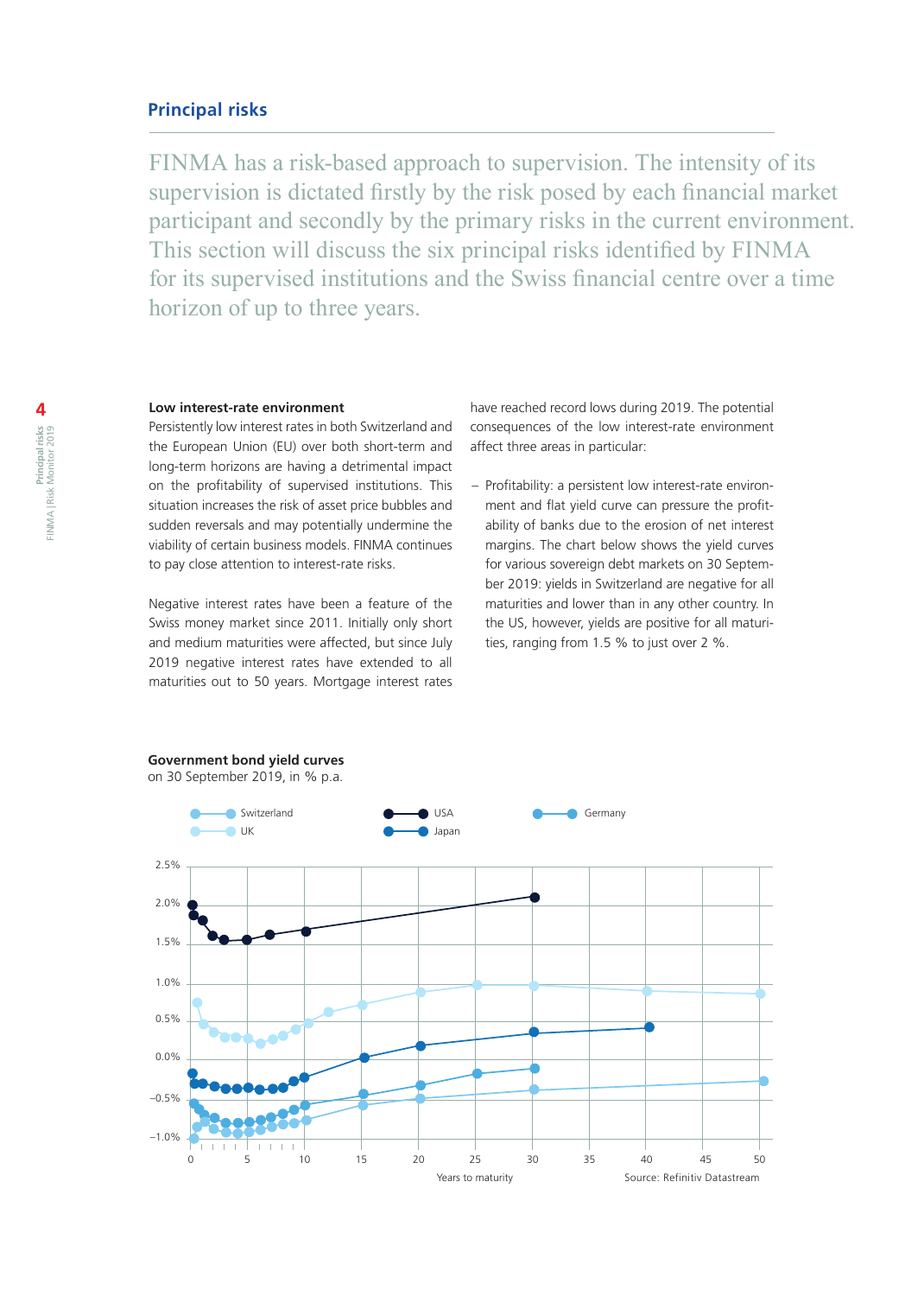## Principal risks

FINMA has a risk-based approach to supervision. The intensity of its supervision is dictated firstly by the risk posed by each financial market participant and secondly by the primary risks in the current environment. This section will discuss the six principal risks identified by FINMA for its supervised institutions and the Swiss financial centre over a time horizon of up to three years.

**Low interest-rate environment**

Persistently low interest rates in both Switzerland and the European Union (EU) over both short-term and long-term horizons are having a detrimental impact on the profitability of supervised institutions. This situation increases the risk of asset price bubbles and sudden reversals and may potentially undermine the viability of certain business models. FINMA continues to pay close attention to interest-rate risks.

Negative interest rates have been a feature of the Swiss money market since 2011. Initially only short and medium maturities were affected, but since July 2019 negative interest rates have extended to all maturities out to 50 years. Mortgage interest rates have reached record lows during 2019. The potential consequences of the low interest-rate environment affect three areas in particular:

- Profitability: a persistent low interest-rate environment and flat yield curve can pressure the profitability of banks due to the erosion of net interest margins. The chart below shows the yield curves for various sovereign debt markets on 30 September 2019: yields in Switzerland are negative for all maturities and lower than in any other country. In the US, however, yields are positive for all maturities, ranging from 1.5 % to just over 2 %.

**Government bond yield curves**
on 30 September 2019, in % p.a.

Source: Refinitiv Datastream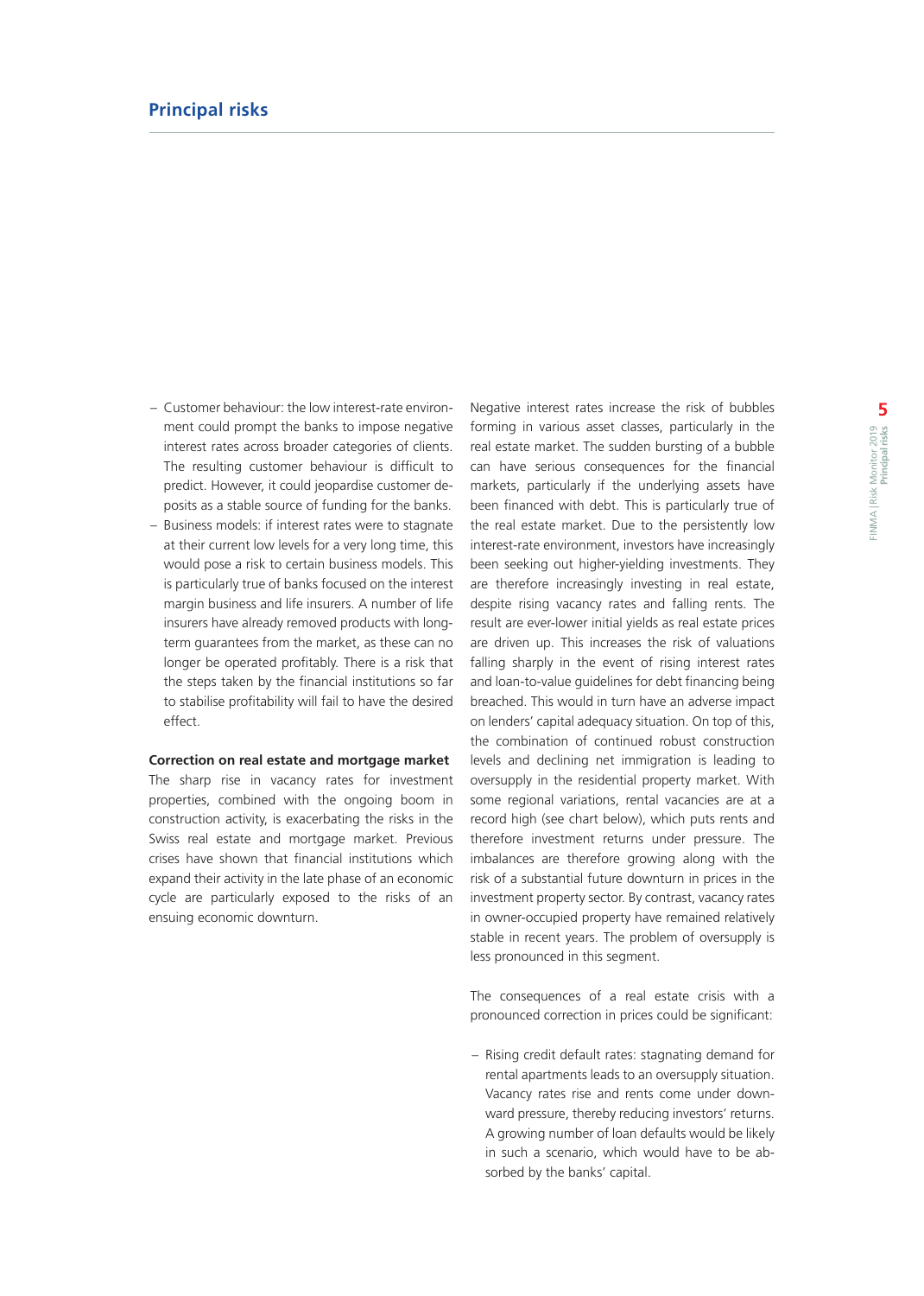## Principal risks

- Customer behaviour: the low interest-rate environment could prompt the banks to impose negative interest rates across broader categories of clients. The resulting customer behaviour is difficult to predict. However, it could jeopardise customer deposits as a stable source of funding for the banks.
- Business models: if interest rates were to stagnate at their current low levels for a very long time, this would pose a risk to certain business models. This is particularly true of banks focused on the interest margin business and life insurers. A number of life insurers have already removed products with long-term guarantees from the market, as these can no longer be operated profitably. There is a risk that the steps taken by the financial institutions so far to stabilise profitability will fail to have the desired effect.

**Correction on real estate and mortgage market**

The sharp rise in vacancy rates for investment properties, combined with the ongoing boom in construction activity, is exacerbating the risks in the Swiss real estate and mortgage market. Previous crises have shown that financial institutions which expand their activity in the late phase of an economic cycle are particularly exposed to the risks of an ensuing economic downturn.

Negative interest rates increase the risk of bubbles forming in various asset classes, particularly in the real estate market. The sudden bursting of a bubble can have serious consequences for the financial markets, particularly if the underlying assets have been financed with debt. This is particularly true of the real estate market. Due to the persistently low interest-rate environment, investors have increasingly been seeking out higher-yielding investments. They are therefore increasingly investing in real estate, despite rising vacancy rates and falling rents. The result are ever-lower initial yields as real estate prices are driven up. This increases the risk of valuations falling sharply in the event of rising interest rates and loan-to-value guidelines for debt financing being breached. This would in turn have an adverse impact on lenders' capital adequacy situation. On top of this, the combination of continued robust construction levels and declining net immigration is leading to oversupply in the residential property market. With some regional variations, rental vacancies are at a record high (see chart below), which puts rents and therefore investment returns under pressure. The imbalances are therefore growing along with the risk of a substantial future downturn in prices in the investment property sector. By contrast, vacancy rates in owner-occupied property have remained relatively stable in recent years. The problem of oversupply is less pronounced in this segment.

The consequences of a real estate crisis with a pronounced correction in prices could be significant:

- Rising credit default rates: stagnating demand for rental apartments leads to an oversupply situation. Vacancy rates rise and rents come under downward pressure, thereby reducing investors' returns. A growing number of loan defaults would be likely in such a scenario, which would have to be absorbed by the banks' capital.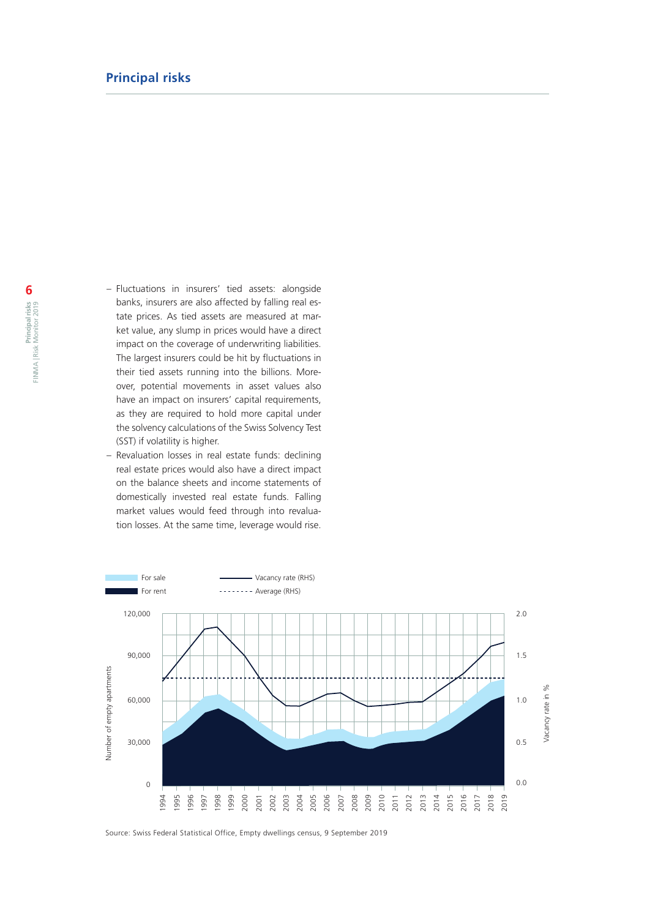## Principal risks

- Fluctuations in insurers' tied assets: alongside banks, insurers are also affected by falling real estate prices. As tied assets are measured at market value, any slump in prices would have a direct impact on the coverage of underwriting liabilities. The largest insurers could be hit by fluctuations in their tied assets running into the billions. Moreover, potential movements in asset values also have an impact on insurers' capital requirements, as they are required to hold more capital under the solvency calculations of the Swiss Solvency Test (SST) if volatility is higher.
- Revaluation losses in real estate funds: declining real estate prices would also have a direct impact on the balance sheets and income statements of domestically invested real estate funds. Falling market values would feed through into revaluation losses. At the same time, leverage would rise.

Source: Swiss Federal Statistical Office, Empty dwellings census, 9 September 2019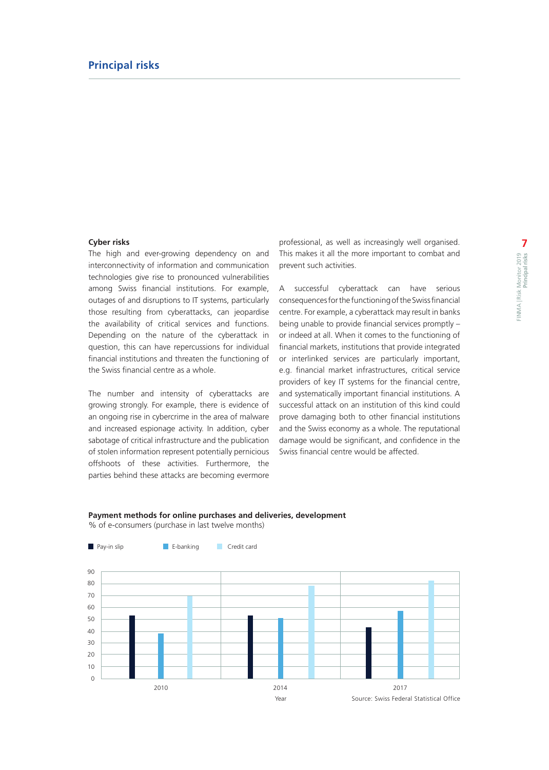## Principal risks

### Cyber risks

The high and ever-growing dependency on and interconnectivity of information and communication technologies give rise to pronounced vulnerabilities among Swiss financial institutions. For example, outages of and disruptions to IT systems, particularly those resulting from cyberattacks, can jeopardise the availability of critical services and functions. Depending on the nature of the cyberattack in question, this can have repercussions for individual financial institutions and threaten the functioning of the Swiss financial centre as a whole.

The number and intensity of cyberattacks are growing strongly. For example, there is evidence of an ongoing rise in cybercrime in the area of malware and increased espionage activity. In addition, cyber sabotage of critical infrastructure and the publication of stolen information represent potentially pernicious offshoots of these activities. Furthermore, the parties behind these attacks are becoming evermore professional, as well as increasingly well organised. This makes it all the more important to combat and prevent such activities.

A successful cyberattack can have serious consequences for the functioning of the Swiss financial centre. For example, a cyberattack may result in banks being unable to provide financial services promptly – or indeed at all. When it comes to the functioning of financial markets, institutions that provide integrated or interlinked services are particularly important, e.g. financial market infrastructures, critical service providers of key IT systems for the financial centre, and systematically important financial institutions. A successful attack on an institution of this kind could prove damaging both to other financial institutions and the Swiss economy as a whole. The reputational damage would be significant, and confidence in the Swiss financial centre would be affected.

**Payment methods for online purchases and deliveries, development**
% of e-consumers (purchase in last twelve months)

| Year | Pay-in slip | E-banking | Credit card |
|---|---|---|---|
| 2010 | 53 | 38 | 70 |
| 2014 | 53 | 51 | 78 |
| 2017 | 43 | 57 | 82 |

Source: Swiss Federal Statistical Office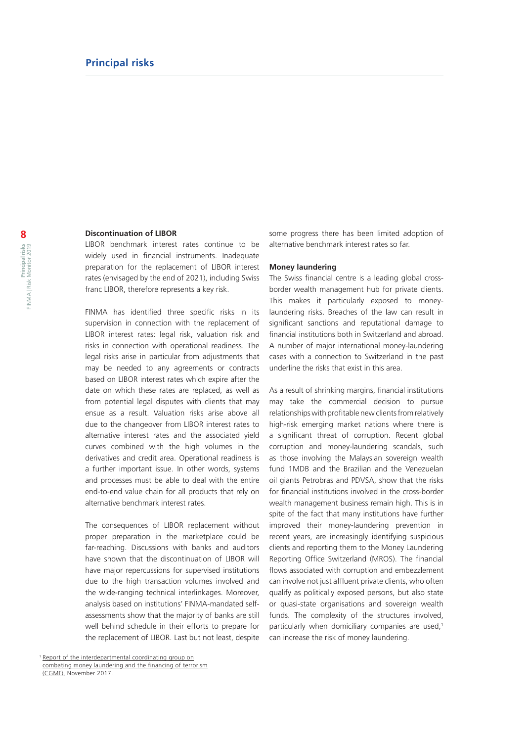## Principal risks

### Discontinuation of LIBOR

LIBOR benchmark interest rates continue to be widely used in financial instruments. Inadequate preparation for the replacement of LIBOR interest rates (envisaged by the end of 2021), including Swiss franc LIBOR, therefore represents a key risk.

FINMA has identified three specific risks in its supervision in connection with the replacement of LIBOR interest rates: legal risk, valuation risk and risks in connection with operational readiness. The legal risks arise in particular from adjustments that may be needed to any agreements or contracts based on LIBOR interest rates which expire after the date on which these rates are replaced, as well as from potential legal disputes with clients that may ensue as a result. Valuation risks arise above all due to the changeover from LIBOR interest rates to alternative interest rates and the associated yield curves combined with the high volumes in the derivatives and credit area. Operational readiness is a further important issue. In other words, systems and processes must be able to deal with the entire end-to-end value chain for all products that rely on alternative benchmark interest rates.

The consequences of LIBOR replacement without proper preparation in the marketplace could be far-reaching. Discussions with banks and auditors have shown that the discontinuation of LIBOR will have major repercussions for supervised institutions due to the high transaction volumes involved and the wide-ranging technical interlinkages. Moreover, analysis based on institutions' FINMA-mandated self-assessments show that the majority of banks are still well behind schedule in their efforts to prepare for the replacement of LIBOR. Last but not least, despite some progress there has been limited adoption of alternative benchmark interest rates so far.

### Money laundering

The Swiss financial centre is a leading global cross-border wealth management hub for private clients. This makes it particularly exposed to money-laundering risks. Breaches of the law can result in significant sanctions and reputational damage to financial institutions both in Switzerland and abroad. A number of major international money-laundering cases with a connection to Switzerland in the past underline the risks that exist in this area.

As a result of shrinking margins, financial institutions may take the commercial decision to pursue relationships with profitable new clients from relatively high-risk emerging market nations where there is a significant threat of corruption. Recent global corruption and money-laundering scandals, such as those involving the Malaysian sovereign wealth fund 1MDB and the Brazilian and the Venezuelan oil giants Petrobras and PDVSA, show that the risks for financial institutions involved in the cross-border wealth management business remain high. This is in spite of the fact that many institutions have further improved their money-laundering prevention in recent years, are increasingly identifying suspicious clients and reporting them to the Money Laundering Reporting Office Switzerland (MROS). The financial flows associated with corruption and embezzlement can involve not just affluent private clients, who often qualify as politically exposed persons, but also state or quasi-state organisations and sovereign wealth funds. The complexity of the structures involved, particularly when domiciliary companies are used,[1] can increase the risk of money laundering.

[1] Report of the interdepartmental coordinating group on combating money laundering and the financing of terrorism (CGMF), November 2017.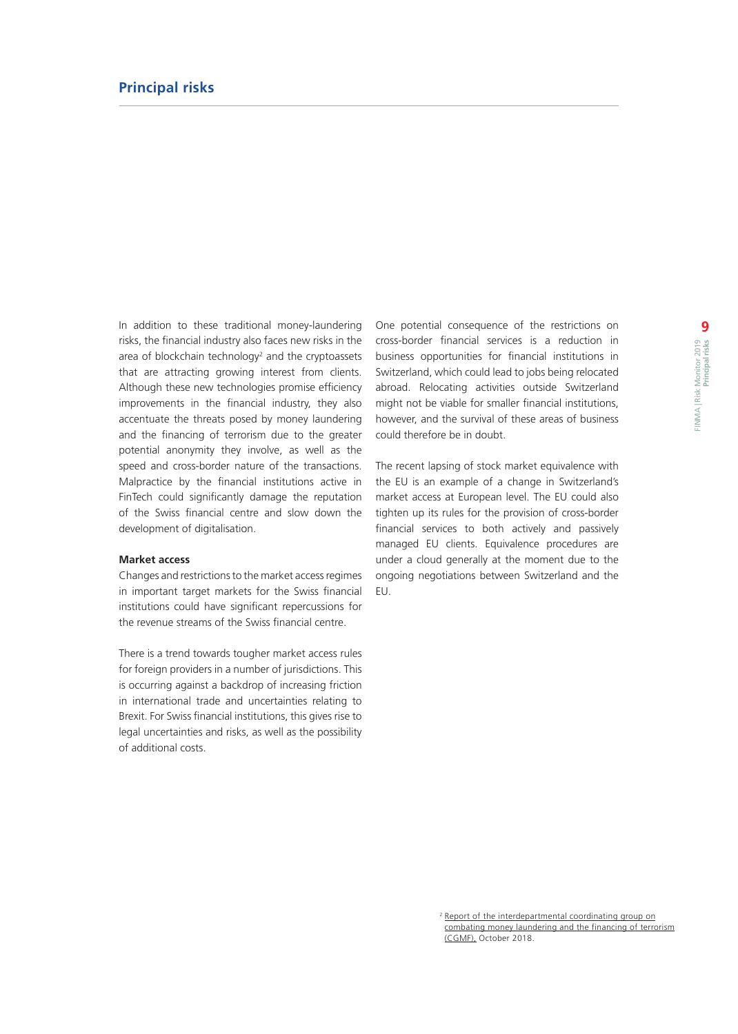## Principal risks

In addition to these traditional money-laundering risks, the financial industry also faces new risks in the area of blockchain technology[2] and the cryptoassets that are attracting growing interest from clients. Although these new technologies promise efficiency improvements in the financial industry, they also accentuate the threats posed by money laundering and the financing of terrorism due to the greater potential anonymity they involve, as well as the speed and cross-border nature of the transactions. Malpractice by the financial institutions active in FinTech could significantly damage the reputation of the Swiss financial centre and slow down the development of digitalisation.

**Market access**

Changes and restrictions to the market access regimes in important target markets for the Swiss financial institutions could have significant repercussions for the revenue streams of the Swiss financial centre.

There is a trend towards tougher market access rules for foreign providers in a number of jurisdictions. This is occurring against a backdrop of increasing friction in international trade and uncertainties relating to Brexit. For Swiss financial institutions, this gives rise to legal uncertainties and risks, as well as the possibility of additional costs.

One potential consequence of the restrictions on cross-border financial services is a reduction in business opportunities for financial institutions in Switzerland, which could lead to jobs being relocated abroad. Relocating activities outside Switzerland might not be viable for smaller financial institutions, however, and the survival of these areas of business could therefore be in doubt.

The recent lapsing of stock market equivalence with the EU is an example of a change in Switzerland's market access at European level. The EU could also tighten up its rules for the provision of cross-border financial services to both actively and passively managed EU clients. Equivalence procedures are under a cloud generally at the moment due to the ongoing negotiations between Switzerland and the EU.

[2] Report of the interdepartmental coordinating group on combating money laundering and the financing of terrorism (CGMF), October 2018.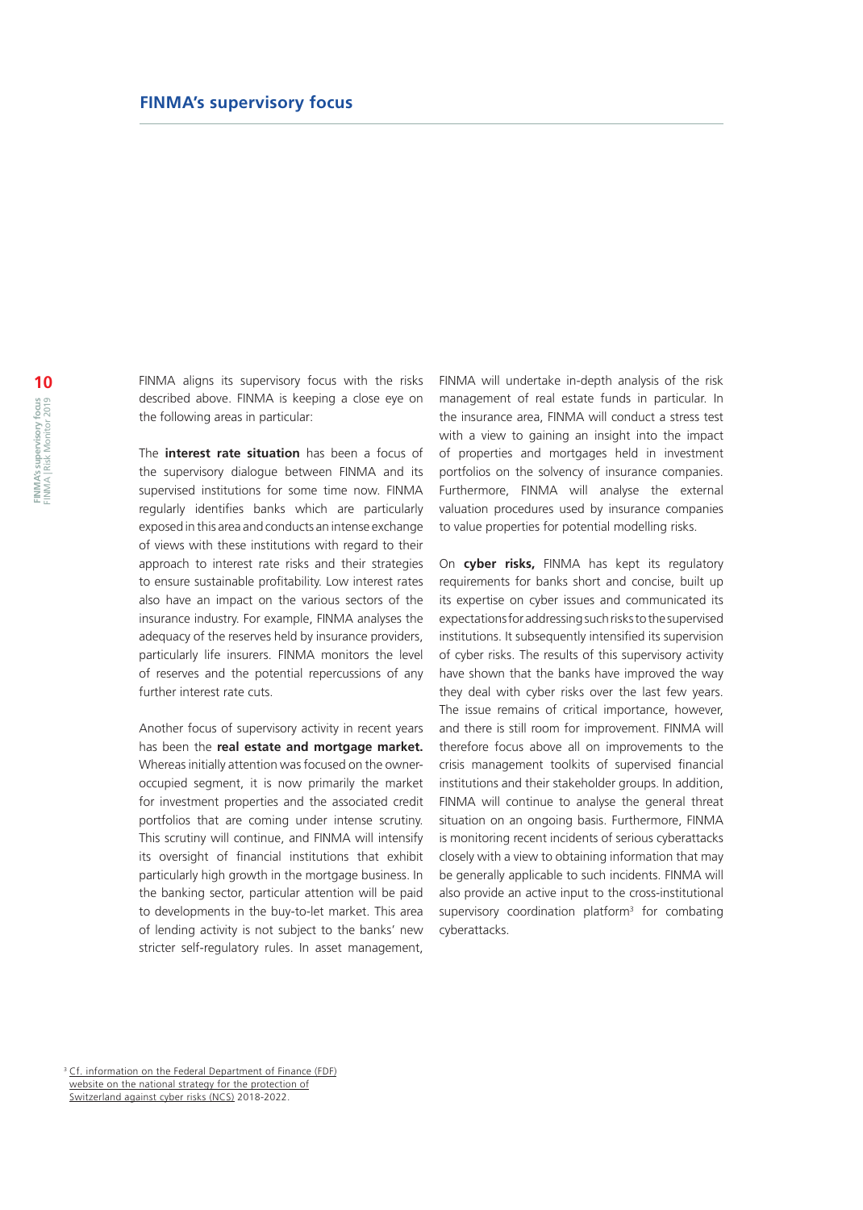## FINMA's supervisory focus

FINMA aligns its supervisory focus with the risks described above. FINMA is keeping a close eye on the following areas in particular:

The **interest rate situation** has been a focus of the supervisory dialogue between FINMA and its supervised institutions for some time now. FINMA regularly identifies banks which are particularly exposed in this area and conducts an intense exchange of views with these institutions with regard to their approach to interest rate risks and their strategies to ensure sustainable profitability. Low interest rates also have an impact on the various sectors of the insurance industry. For example, FINMA analyses the adequacy of the reserves held by insurance providers, particularly life insurers. FINMA monitors the level of reserves and the potential repercussions of any further interest rate cuts.

Another focus of supervisory activity in recent years has been the **real estate and mortgage market.** Whereas initially attention was focused on the owner-occupied segment, it is now primarily the market for investment properties and the associated credit portfolios that are coming under intense scrutiny. This scrutiny will continue, and FINMA will intensify its oversight of financial institutions that exhibit particularly high growth in the mortgage business. In the banking sector, particular attention will be paid to developments in the buy-to-let market. This area of lending activity is not subject to the banks' new stricter self-regulatory rules. In asset management, FINMA will undertake in-depth analysis of the risk management of real estate funds in particular. In the insurance area, FINMA will conduct a stress test with a view to gaining an insight into the impact of properties and mortgages held in investment portfolios on the solvency of insurance companies. Furthermore, FINMA will analyse the external valuation procedures used by insurance companies to value properties for potential modelling risks.

On **cyber risks,** FINMA has kept its regulatory requirements for banks short and concise, built up its expertise on cyber issues and communicated its expectations for addressing such risks to the supervised institutions. It subsequently intensified its supervision of cyber risks. The results of this supervisory activity have shown that the banks have improved the way they deal with cyber risks over the last few years. The issue remains of critical importance, however, and there is still room for improvement. FINMA will therefore focus above all on improvements to the crisis management toolkits of supervised financial institutions and their stakeholder groups. In addition, FINMA will continue to analyse the general threat situation on an ongoing basis. Furthermore, FINMA is monitoring recent incidents of serious cyberattacks closely with a view to obtaining information that may be generally applicable to such incidents. FINMA will also provide an active input to the cross-institutional supervisory coordination platform[3] for combating cyberattacks.

[3] Cf. information on the Federal Department of Finance (FDF) website on the national strategy for the protection of Switzerland against cyber risks (NCS) 2018-2022.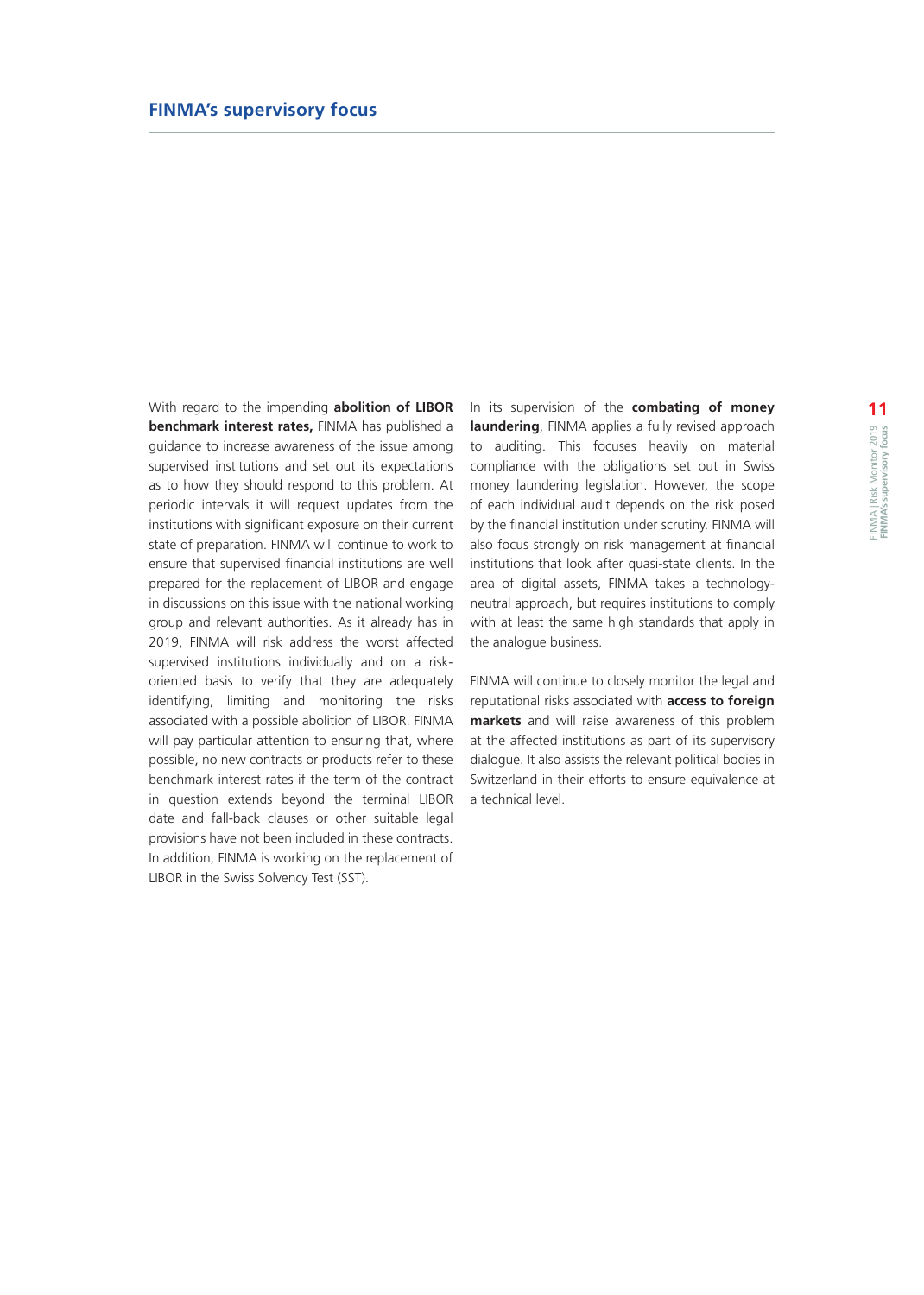## FINMA's supervisory focus

With regard to the impending **abolition of LIBOR benchmark interest rates,** FINMA has published a guidance to increase awareness of the issue among supervised institutions and set out its expectations as to how they should respond to this problem. At periodic intervals it will request updates from the institutions with significant exposure on their current state of preparation. FINMA will continue to work to ensure that supervised financial institutions are well prepared for the replacement of LIBOR and engage in discussions on this issue with the national working group and relevant authorities. As it already has in 2019, FINMA will risk address the worst affected supervised institutions individually and on a risk-oriented basis to verify that they are adequately identifying, limiting and monitoring the risks associated with a possible abolition of LIBOR. FINMA will pay particular attention to ensuring that, where possible, no new contracts or products refer to these benchmark interest rates if the term of the contract in question extends beyond the terminal LIBOR date and fall-back clauses or other suitable legal provisions have not been included in these contracts. In addition, FINMA is working on the replacement of LIBOR in the Swiss Solvency Test (SST).

In its supervision of the **combating of money laundering**, FINMA applies a fully revised approach to auditing. This focuses heavily on material compliance with the obligations set out in Swiss money laundering legislation. However, the scope of each individual audit depends on the risk posed by the financial institution under scrutiny. FINMA will also focus strongly on risk management at financial institutions that look after quasi-state clients. In the area of digital assets, FINMA takes a technology-neutral approach, but requires institutions to comply with at least the same high standards that apply in the analogue business.

FINMA will continue to closely monitor the legal and reputational risks associated with **access to foreign markets** and will raise awareness of this problem at the affected institutions as part of its supervisory dialogue. It also assists the relevant political bodies in Switzerland in their efforts to ensure equivalence at a technical level.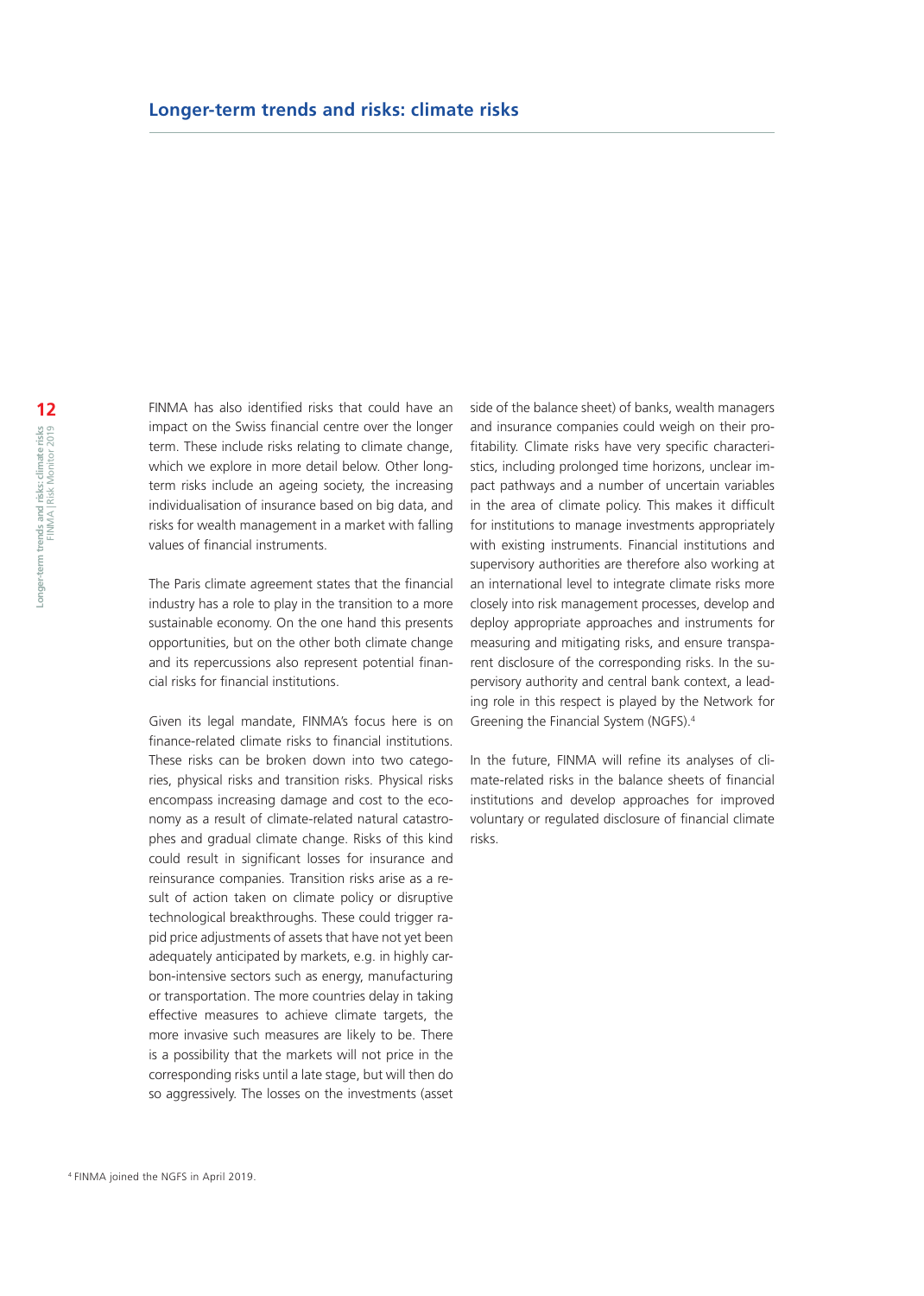## Longer-term trends and risks: climate risks

FINMA has also identified risks that could have an impact on the Swiss financial centre over the longer term. These include risks relating to climate change, which we explore in more detail below. Other long-term risks include an ageing society, the increasing individualisation of insurance based on big data, and risks for wealth management in a market with falling values of financial instruments.

The Paris climate agreement states that the financial industry has a role to play in the transition to a more sustainable economy. On the one hand this presents opportunities, but on the other both climate change and its repercussions also represent potential financial risks for financial institutions.

Given its legal mandate, FINMA's focus here is on finance-related climate risks to financial institutions. These risks can be broken down into two categories, physical risks and transition risks. Physical risks encompass increasing damage and cost to the economy as a result of climate-related natural catastrophes and gradual climate change. Risks of this kind could result in significant losses for insurance and reinsurance companies. Transition risks arise as a result of action taken on climate policy or disruptive technological breakthroughs. These could trigger rapid price adjustments of assets that have not yet been adequately anticipated by markets, e.g. in highly carbon-intensive sectors such as energy, manufacturing or transportation. The more countries delay in taking effective measures to achieve climate targets, the more invasive such measures are likely to be. There is a possibility that the markets will not price in the corresponding risks until a late stage, but will then do so aggressively. The losses on the investments (asset side of the balance sheet) of banks, wealth managers and insurance companies could weigh on their profitability. Climate risks have very specific characteristics, including prolonged time horizons, unclear impact pathways and a number of uncertain variables in the area of climate policy. This makes it difficult for institutions to manage investments appropriately with existing instruments. Financial institutions and supervisory authorities are therefore also working at an international level to integrate climate risks more closely into risk management processes, develop and deploy appropriate approaches and instruments for measuring and mitigating risks, and ensure transparent disclosure of the corresponding risks. In the supervisory authority and central bank context, a leading role in this respect is played by the Network for Greening the Financial System (NGFS).[4]

In the future, FINMA will refine its analyses of climate-related risks in the balance sheets of financial institutions and develop approaches for improved voluntary or regulated disclosure of financial climate risks.

[4] FINMA joined the NGFS in April 2019.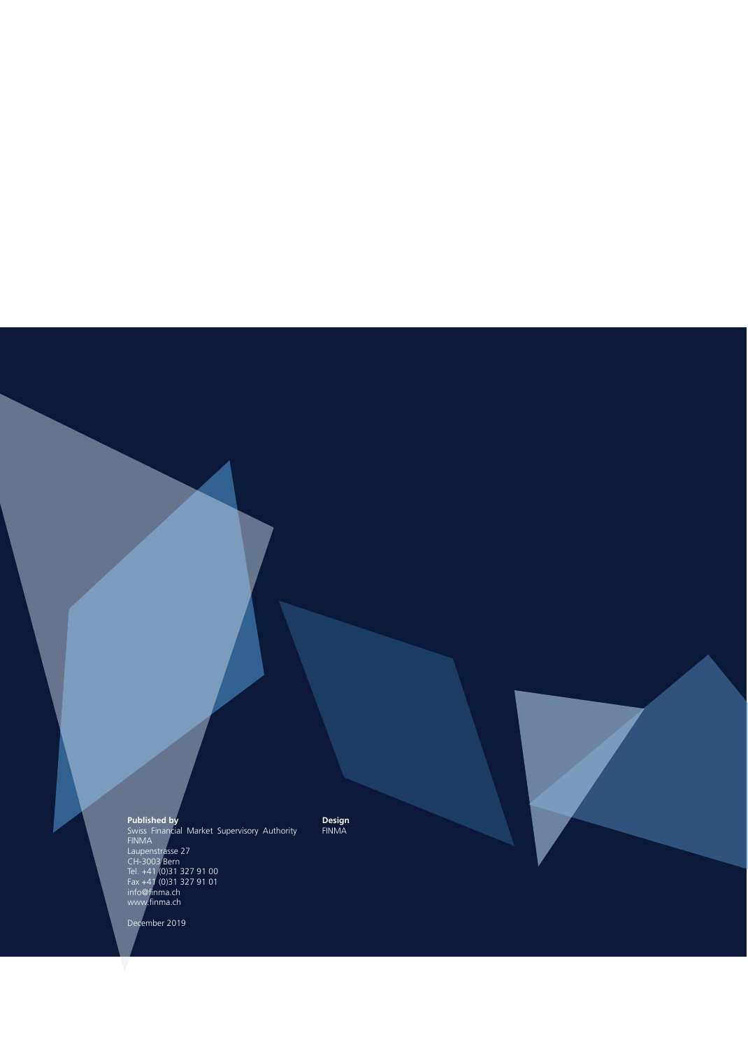**Published by**
Swiss Financial Market Supervisory Authority
FINMA
Laupenstrasse 27
CH-3003 Bern
Tel. +41 (0)31 327 91 00
Fax +41 (0)31 327 91 01
info@finma.ch
www.finma.ch

December 2019

**Design**
FINMA